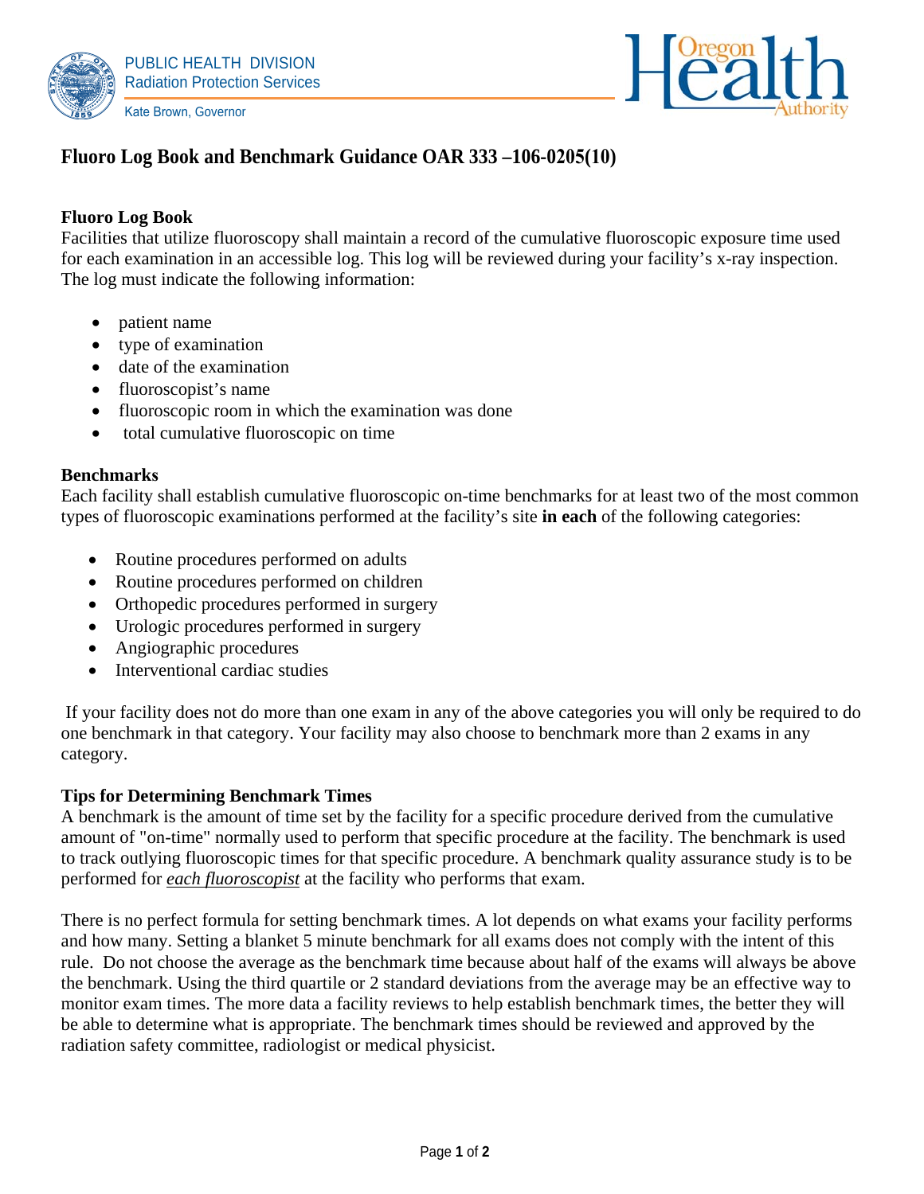PUBLIC HEALTH DIVISION
Radiation Protection Services

Kate Brown, Governor

# Fluoro Log Book and Benchmark Guidance OAR 333 –106-0205(10)

## Fluoro Log Book

Facilities that utilize fluoroscopy shall maintain a record of the cumulative fluoroscopic exposure time used for each examination in an accessible log. This log will be reviewed during your facility's x-ray inspection. The log must indicate the following information:

- patient name
- type of examination
- date of the examination
- fluoroscopist's name
- fluoroscopic room in which the examination was done
- total cumulative fluoroscopic on time

## Benchmarks

Each facility shall establish cumulative fluoroscopic on-time benchmarks for at least two of the most common types of fluoroscopic examinations performed at the facility's site **in each** of the following categories:

- Routine procedures performed on adults
- Routine procedures performed on children
- Orthopedic procedures performed in surgery
- Urologic procedures performed in surgery
- Angiographic procedures
- Interventional cardiac studies

If your facility does not do more than one exam in any of the above categories you will only be required to do one benchmark in that category. Your facility may also choose to benchmark more than 2 exams in any category.

## Tips for Determining Benchmark Times

A benchmark is the amount of time set by the facility for a specific procedure derived from the cumulative amount of "on-time" normally used to perform that specific procedure at the facility. The benchmark is used to track outlying fluoroscopic times for that specific procedure. A benchmark quality assurance study is to be performed for ***each fluoroscopist*** at the facility who performs that exam.

There is no perfect formula for setting benchmark times. A lot depends on what exams your facility performs and how many. Setting a blanket 5 minute benchmark for all exams does not comply with the intent of this rule. Do not choose the average as the benchmark time because about half of the exams will always be above the benchmark. Using the third quartile or 2 standard deviations from the average may be an effective way to monitor exam times. The more data a facility reviews to help establish benchmark times, the better they will be able to determine what is appropriate. The benchmark times should be reviewed and approved by the radiation safety committee, radiologist or medical physicist.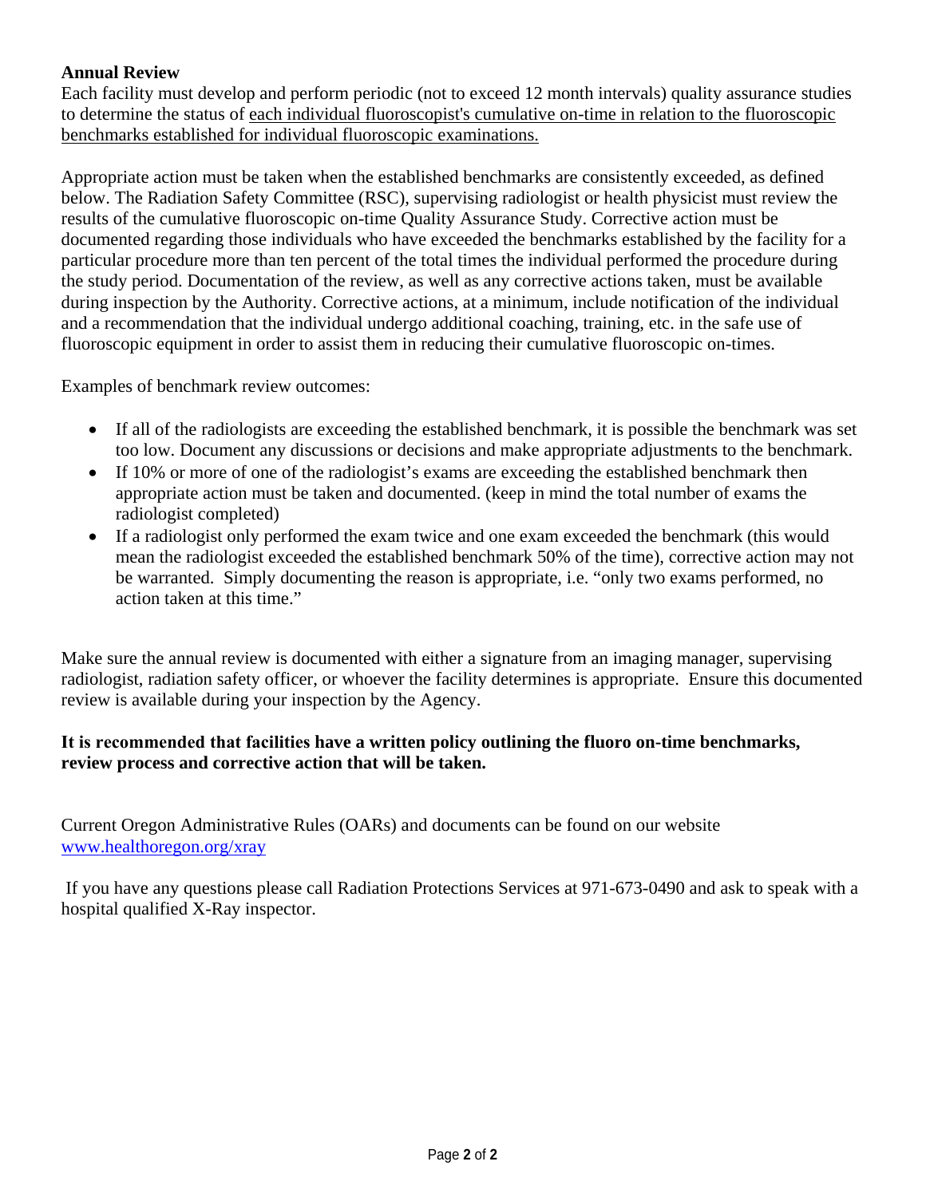## Annual Review

Each facility must develop and perform periodic (not to exceed 12 month intervals) quality assurance studies to determine the status of each individual fluoroscopist's cumulative on-time in relation to the fluoroscopic benchmarks established for individual fluoroscopic examinations.

Appropriate action must be taken when the established benchmarks are consistently exceeded, as defined below. The Radiation Safety Committee (RSC), supervising radiologist or health physicist must review the results of the cumulative fluoroscopic on-time Quality Assurance Study. Corrective action must be documented regarding those individuals who have exceeded the benchmarks established by the facility for a particular procedure more than ten percent of the total times the individual performed the procedure during the study period. Documentation of the review, as well as any corrective actions taken, must be available during inspection by the Authority. Corrective actions, at a minimum, include notification of the individual and a recommendation that the individual undergo additional coaching, training, etc. in the safe use of fluoroscopic equipment in order to assist them in reducing their cumulative fluoroscopic on-times.

Examples of benchmark review outcomes:

- If all of the radiologists are exceeding the established benchmark, it is possible the benchmark was set too low. Document any discussions or decisions and make appropriate adjustments to the benchmark.
- If 10% or more of one of the radiologist's exams are exceeding the established benchmark then appropriate action must be taken and documented. (keep in mind the total number of exams the radiologist completed)
- If a radiologist only performed the exam twice and one exam exceeded the benchmark (this would mean the radiologist exceeded the established benchmark 50% of the time), corrective action may not be warranted. Simply documenting the reason is appropriate, i.e. "only two exams performed, no action taken at this time."

Make sure the annual review is documented with either a signature from an imaging manager, supervising radiologist, radiation safety officer, or whoever the facility determines is appropriate. Ensure this documented review is available during your inspection by the Agency.

**It is recommended that facilities have a written policy outlining the fluoro on-time benchmarks, review process and corrective action that will be taken.**

Current Oregon Administrative Rules (OARs) and documents can be found on our website [www.healthoregon.org/xray](http://www.healthoregon.org/xray)

If you have any questions please call Radiation Protections Services at 971-673-0490 and ask to speak with a hospital qualified X-Ray inspector.